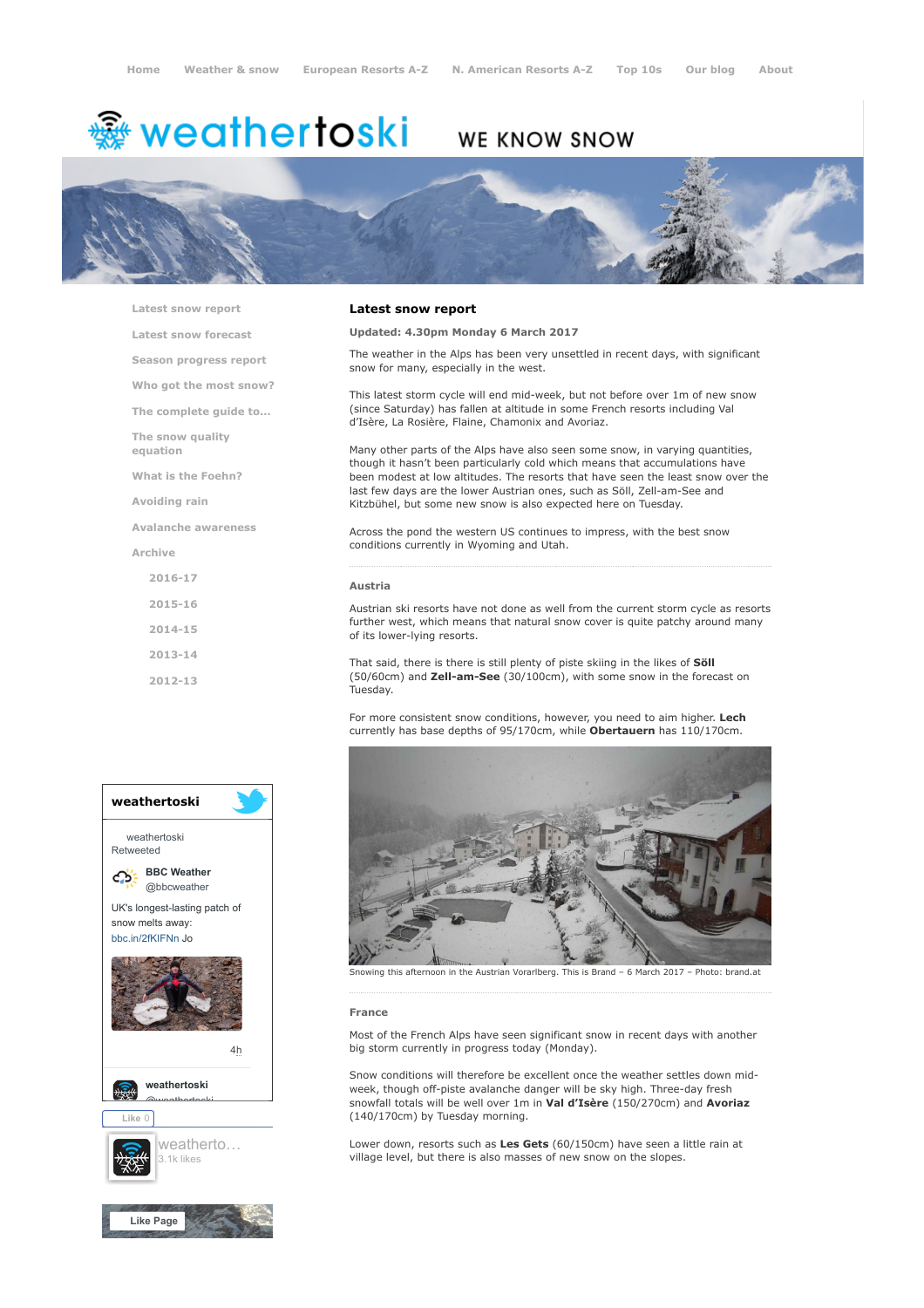Home | Weather & snow | European Resorts A-Z | N. American Resorts A-Z | Top 10s | Our blog | About

# weathertoski

WE KNOW SNOW

- Latest snow report
- Latest snow forecast
- Season progress report
- Who got the most snow?
- The complete guide to...
- The snow quality equation
- What is the Foehn?
- Avoiding rain
- Avalanche awareness
- Archive
  - 2016-17
  - 2015-16
  - 2014-15
  - 2013-14
  - 2012-13

## Latest snow report

**Updated: 4.30pm Monday 6 March 2017**

The weather in the Alps has been very unsettled in recent days, with significant snow for many, especially in the west.

This latest storm cycle will end mid-week, but not before over 1m of new snow (since Saturday) has fallen at altitude in some French resorts including Val d'Isère, La Rosière, Flaine, Chamonix and Avoriaz.

Many other parts of the Alps have also seen some snow, in varying quantities, though it hasn't been particularly cold which means that accumulations have been modest at low altitudes. The resorts that have seen the least snow over the last few days are the lower Austrian ones, such as Söll, Zell-am-See and Kitzbühel, but some new snow is also expected here on Tuesday.

Across the pond the western US continues to impress, with the best snow conditions currently in Wyoming and Utah.

### Austria

Austrian ski resorts have not done as well from the current storm cycle as resorts further west, which means that natural snow cover is quite patchy around many of its lower-lying resorts.

That said, there is there is still plenty of piste skiing in the likes of **Söll** (50/60cm) and **Zell-am-See** (30/100cm), with some snow in the forecast on Tuesday.

For more consistent snow conditions, however, you need to aim higher. **Lech** currently has base depths of 95/170cm, while **Obertauern** has 110/170cm.

Snowing this afternoon in the Austrian Vorarlberg. This is Brand – 6 March 2017 – Photo: brand.at

### France

Most of the French Alps have seen significant snow in recent days with another big storm currently in progress today (Monday).

Snow conditions will therefore be excellent once the weather settles down mid-week, though off-piste avalanche danger will be sky high. Three-day fresh snowfall totals will be well over 1m in **Val d'Isère** (150/270cm) and **Avoriaz** (140/170cm) by Tuesday morning.

Lower down, resorts such as **Les Gets** (60/150cm) have seen a little rain at village level, but there is also masses of new snow on the slopes.

**weathertoski**

weathertoski Retweeted

BBC Weather @bbcweather

UK's longest-lasting patch of snow melts away: bbc.in/2fKIFNn Jo

4h

weathertoski @weathertoski

Like 0

weatherto... 3.1k likes

Like Page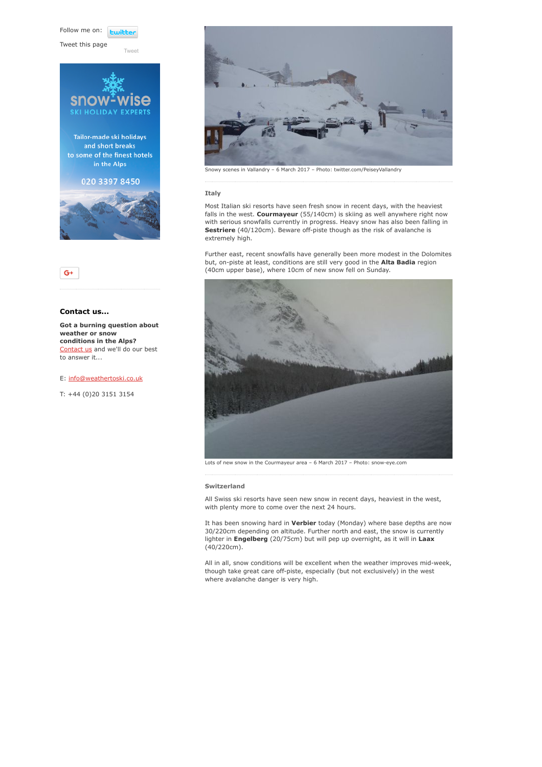Follow me on: twitter

Tweet this page

Tweet

snow-wise SKI HOLIDAY EXPERTS

Tailor-made ski holidays and short breaks to some of the finest hotels in the Alps

020 3397 8450

G+

### Contact us...

**Got a burning question about weather or snow conditions in the Alps?** [Contact us] and we'll do our best to answer it...

E: info@weathertoski.co.uk

T: +44 (0)20 3151 3154

Snowy scenes in Vallandry – 6 March 2017 – Photo: twitter.com/PeiseyVallandry

#### Italy

Most Italian ski resorts have seen fresh snow in recent days, with the heaviest falls in the west. **Courmayeur** (55/140cm) is skiing as well anywhere right now with serious snowfalls currently in progress. Heavy snow has also been falling in **Sestriere** (40/120cm). Beware off-piste though as the risk of avalanche is extremely high.

Further east, recent snowfalls have generally been more modest in the Dolomites but, on-piste at least, conditions are still very good in the **Alta Badia** region (40cm upper base), where 10cm of new snow fell on Sunday.

Lots of new snow in the Courmayeur area – 6 March 2017 – Photo: snow-eye.com

#### Switzerland

All Swiss ski resorts have seen new snow in recent days, heaviest in the west, with plenty more to come over the next 24 hours.

It has been snowing hard in **Verbier** today (Monday) where base depths are now 30/220cm depending on altitude. Further north and east, the snow is currently lighter in **Engelberg** (20/75cm) but will pep up overnight, as it will in **Laax** (40/220cm).

All in all, snow conditions will be excellent when the weather improves mid-week, though take great care off-piste, especially (but not exclusively) in the west where avalanche danger is very high.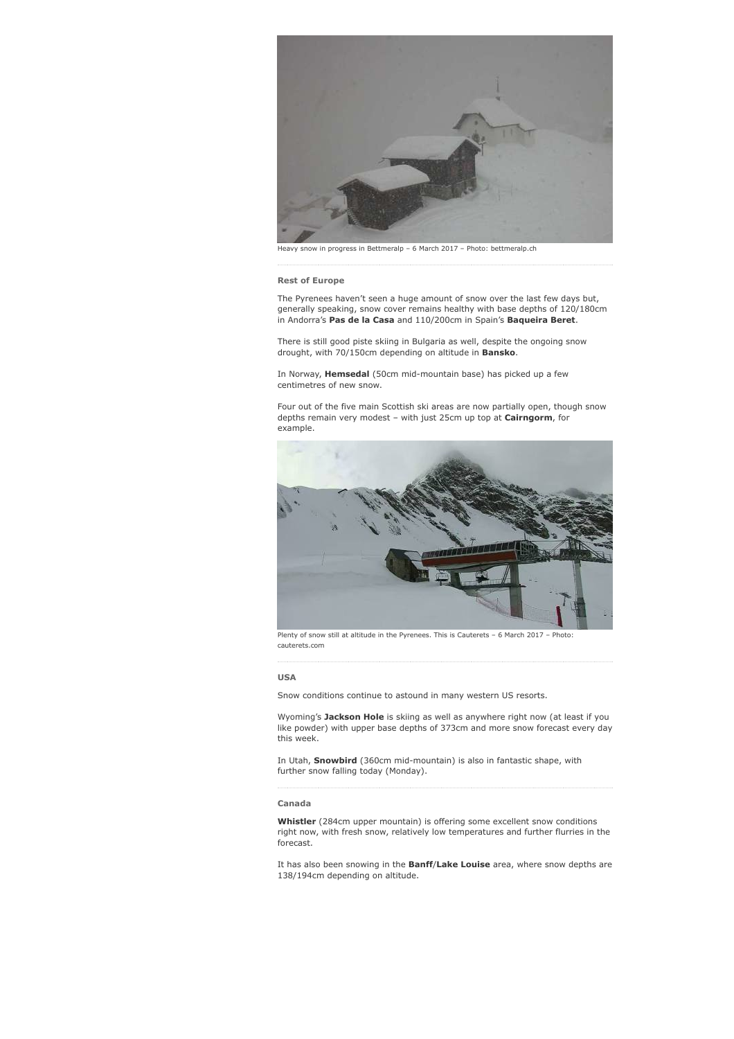Heavy snow in progress in Bettmeralp – 6 March 2017 – Photo: bettmeralp.ch

### Rest of Europe

The Pyrenees haven't seen a huge amount of snow over the last few days but, generally speaking, snow cover remains healthy with base depths of 120/180cm in Andorra's **Pas de la Casa** and 110/200cm in Spain's **Baqueira Beret**.

There is still good piste skiing in Bulgaria as well, despite the ongoing snow drought, with 70/150cm depending on altitude in **Bansko**.

In Norway, **Hemsedal** (50cm mid-mountain base) has picked up a few centimetres of new snow.

Four out of the five main Scottish ski areas are now partially open, though snow depths remain very modest – with just 25cm up top at **Cairngorm**, for example.

Plenty of snow still at altitude in the Pyrenees. This is Cauterets – 6 March 2017 – Photo: cauterets.com

### USA

Snow conditions continue to astound in many western US resorts.

Wyoming's **Jackson Hole** is skiing as well as anywhere right now (at least if you like powder) with upper base depths of 373cm and more snow forecast every day this week.

In Utah, **Snowbird** (360cm mid-mountain) is also in fantastic shape, with further snow falling today (Monday).

### Canada

**Whistler** (284cm upper mountain) is offering some excellent snow conditions right now, with fresh snow, relatively low temperatures and further flurries in the forecast.

It has also been snowing in the **Banff**/**Lake Louise** area, where snow depths are 138/194cm depending on altitude.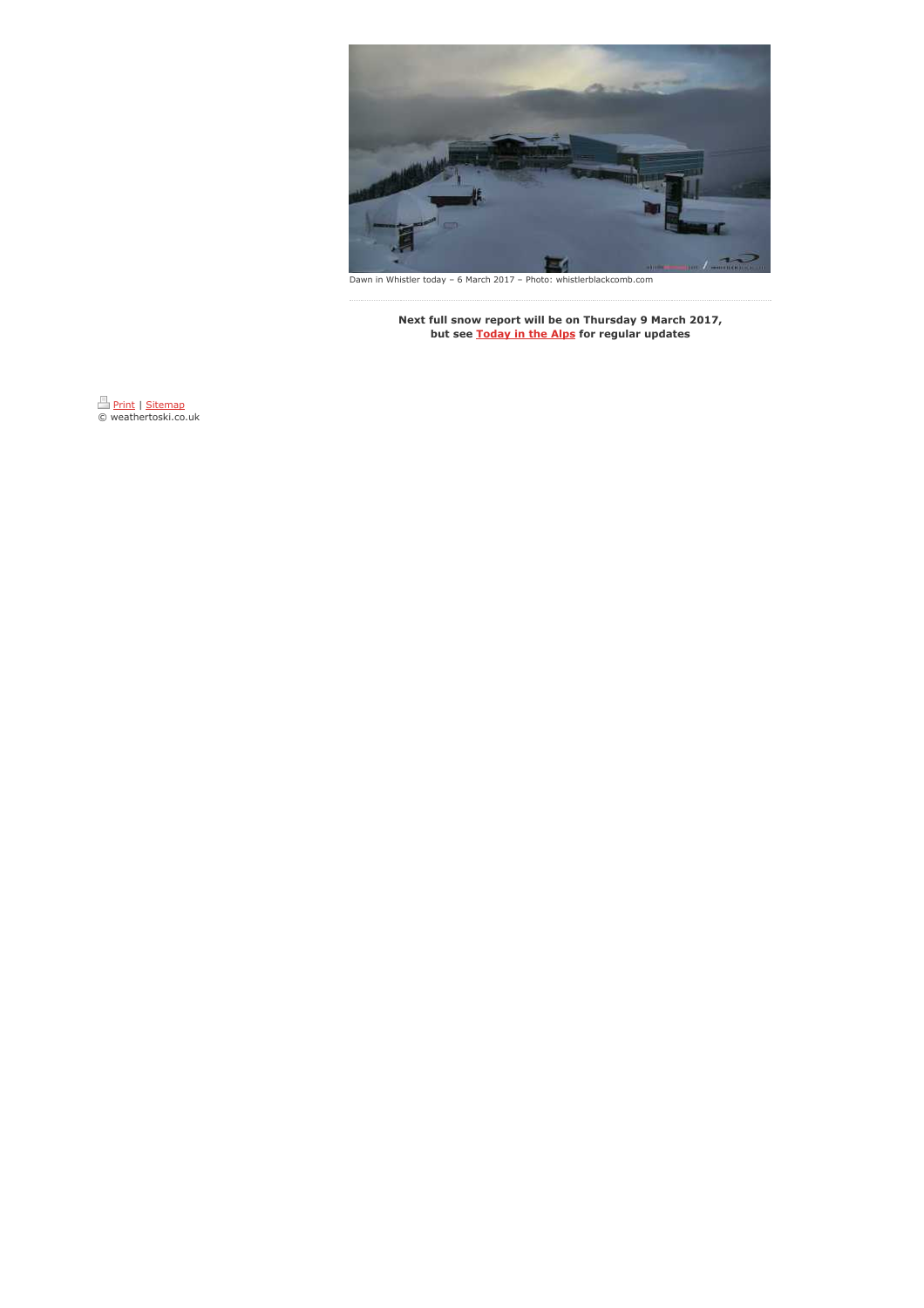Dawn in Whistler today – 6 March 2017 – Photo: whistlerblackcomb.com

---

**Next full snow report will be on Thursday 9 March 2017, but see Today in the Alps for regular updates**

Print | Sitemap
© weathertoski.co.uk